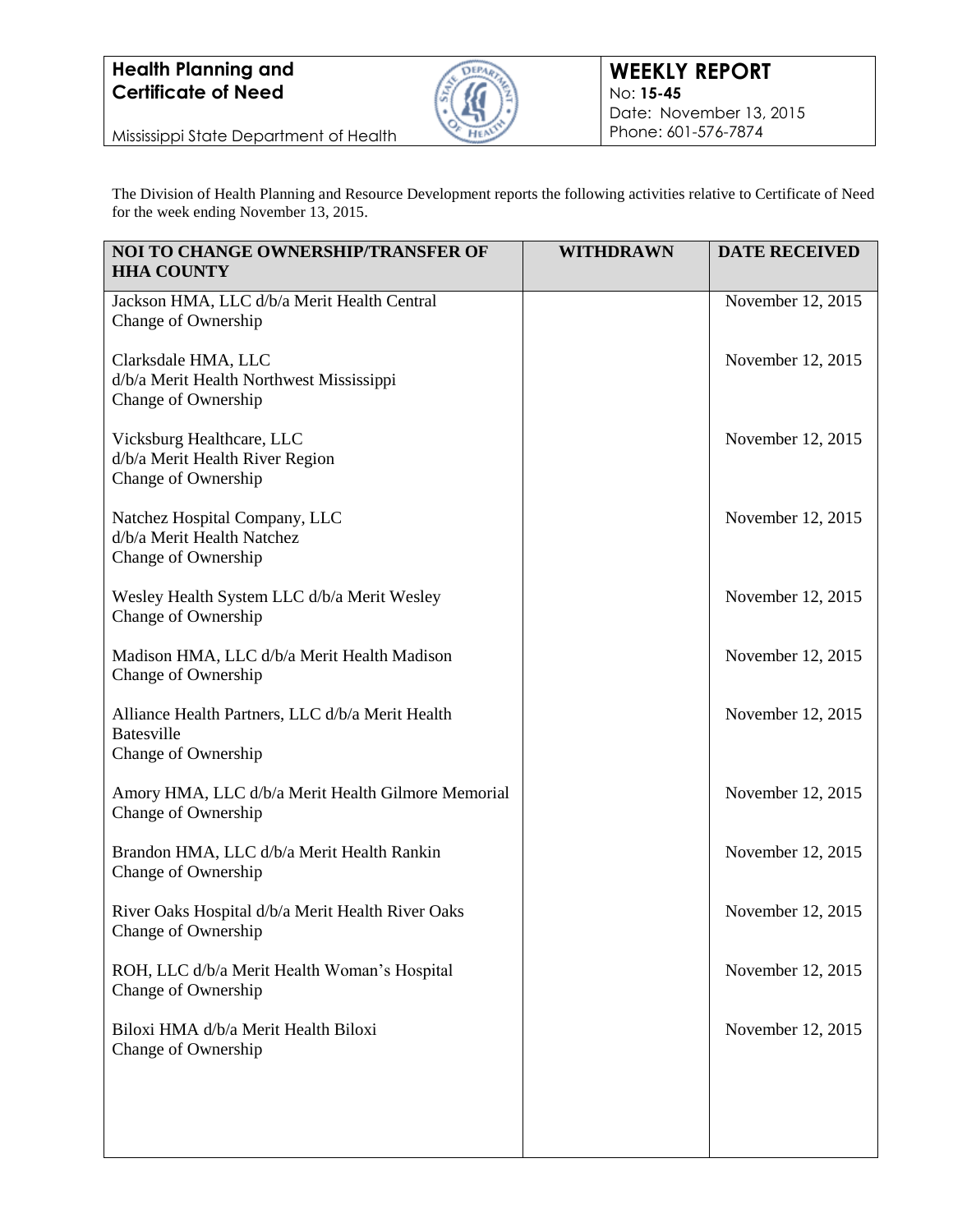**Health Planning and Certificate of Need**

Mississippi State Department of Health

# WEEKLY REPORT

No: **15-45**
Date: November 13, 2015
Phone: 601-576-7874

The Division of Health Planning and Resource Development reports the following activities relative to Certificate of Need for the week ending November 13, 2015.

| NOI TO CHANGE OWNERSHIP/TRANSFER OF HHA COUNTY | WITHDRAWN | DATE RECEIVED |
|---|---|---|
| Jackson HMA, LLC d/b/a Merit Health Central<br>Change of Ownership | | November 12, 2015 |
| Clarksdale HMA, LLC<br>d/b/a Merit Health Northwest Mississippi<br>Change of Ownership | | November 12, 2015 |
| Vicksburg Healthcare, LLC<br>d/b/a Merit Health River Region<br>Change of Ownership | | November 12, 2015 |
| Natchez Hospital Company, LLC<br>d/b/a Merit Health Natchez<br>Change of Ownership | | November 12, 2015 |
| Wesley Health System LLC d/b/a Merit Wesley<br>Change of Ownership | | November 12, 2015 |
| Madison HMA, LLC d/b/a Merit Health Madison<br>Change of Ownership | | November 12, 2015 |
| Alliance Health Partners, LLC d/b/a Merit Health Batesville<br>Change of Ownership | | November 12, 2015 |
| Amory HMA, LLC d/b/a Merit Health Gilmore Memorial<br>Change of Ownership | | November 12, 2015 |
| Brandon HMA, LLC d/b/a Merit Health Rankin<br>Change of Ownership | | November 12, 2015 |
| River Oaks Hospital d/b/a Merit Health River Oaks<br>Change of Ownership | | November 12, 2015 |
| ROH, LLC d/b/a Merit Health Woman's Hospital<br>Change of Ownership | | November 12, 2015 |
| Biloxi HMA d/b/a Merit Health Biloxi<br>Change of Ownership | | November 12, 2015 |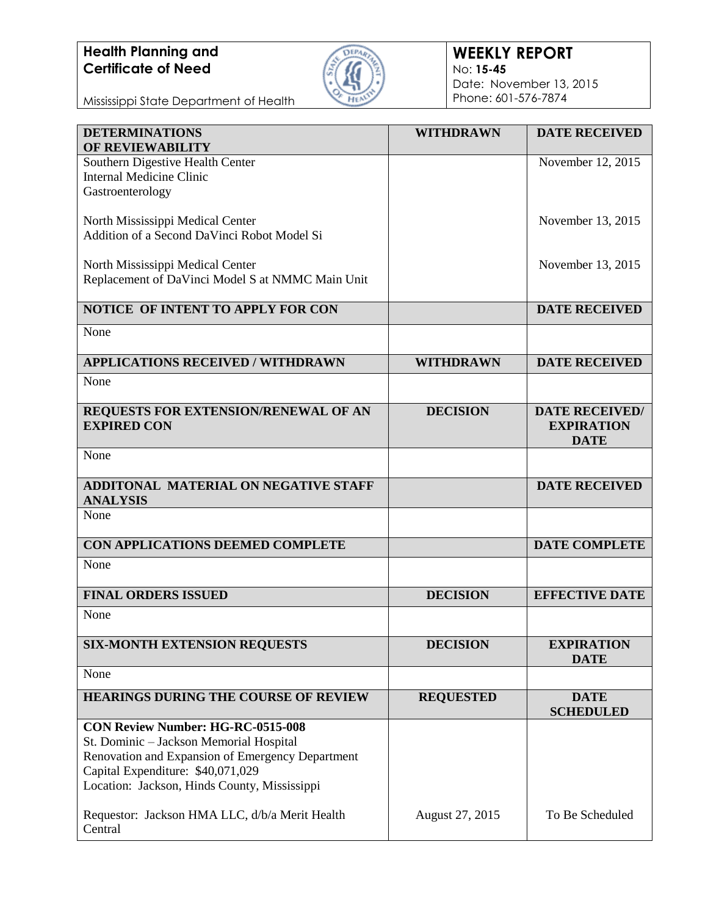**Health Planning and Certificate of Need**

Mississippi State Department of Health

**WEEKLY REPORT**
No: **15-45**
Date: November 13, 2015
Phone: 601-576-7874

| **DETERMINATIONS OF REVIEWABILITY** | **WITHDRAWN** | **DATE RECEIVED** |
|---|---|---|
| Southern Digestive Health Center<br>Internal Medicine Clinic<br>Gastroenterology | | November 12, 2015 |
| North Mississippi Medical Center<br>Addition of a Second DaVinci Robot Model Si | | November 13, 2015 |
| North Mississippi Medical Center<br>Replacement of DaVinci Model S at NMMC Main Unit | | November 13, 2015 |

| **NOTICE OF INTENT TO APPLY FOR CON** | | **DATE RECEIVED** |
|---|---|---|
| None | | |

| **APPLICATIONS RECEIVED / WITHDRAWN** | **WITHDRAWN** | **DATE RECEIVED** |
|---|---|---|
| None | | |

| **REQUESTS FOR EXTENSION/RENEWAL OF AN EXPIRED CON** | **DECISION** | **DATE RECEIVED/ EXPIRATION DATE** |
|---|---|---|
| None | | |

| **ADDITONAL MATERIAL ON NEGATIVE STAFF ANALYSIS** | | **DATE RECEIVED** |
|---|---|---|
| None | | |

| **CON APPLICATIONS DEEMED COMPLETE** | | **DATE COMPLETE** |
|---|---|---|
| None | | |

| **FINAL ORDERS ISSUED** | **DECISION** | **EFFECTIVE DATE** |
|---|---|---|
| None | | |

| **SIX-MONTH EXTENSION REQUESTS** | **DECISION** | **EXPIRATION DATE** |
|---|---|---|
| None | | |

| **HEARINGS DURING THE COURSE OF REVIEW** | **REQUESTED** | **DATE SCHEDULED** |
|---|---|---|
| **CON Review Number: HG-RC-0515-008**<br>St. Dominic – Jackson Memorial Hospital<br>Renovation and Expansion of Emergency Department<br>Capital Expenditure: $40,071,029<br>Location: Jackson, Hinds County, Mississippi<br><br>Requestor: Jackson HMA LLC, d/b/a Merit Health Central | August 27, 2015 | To Be Scheduled |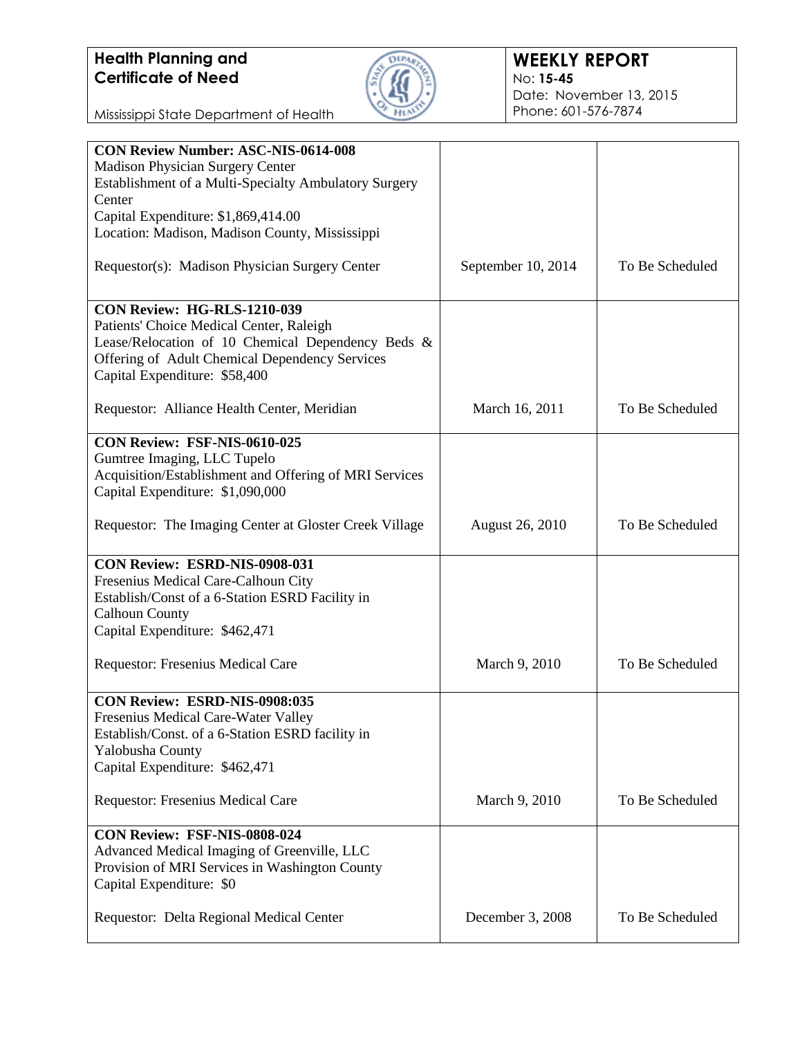| | | |
|---|---|---|
| **CON Review Number: ASC-NIS-0614-008**<br>Madison Physician Surgery Center<br>Establishment of a Multi-Specialty Ambulatory Surgery Center<br>Capital Expenditure: $1,869,414.00<br>Location: Madison, Madison County, Mississippi<br><br>Requestor(s): Madison Physician Surgery Center | September 10, 2014 | To Be Scheduled |
| **CON Review: HG-RLS-1210-039**<br>Patients' Choice Medical Center, Raleigh<br>Lease/Relocation of 10 Chemical Dependency Beds & Offering of Adult Chemical Dependency Services<br>Capital Expenditure: $58,400<br><br>Requestor: Alliance Health Center, Meridian | March 16, 2011 | To Be Scheduled |
| **CON Review: FSF-NIS-0610-025**<br>Gumtree Imaging, LLC Tupelo<br>Acquisition/Establishment and Offering of MRI Services<br>Capital Expenditure: $1,090,000<br><br>Requestor: The Imaging Center at Gloster Creek Village | August 26, 2010 | To Be Scheduled |
| **CON Review: ESRD-NIS-0908-031**<br>Fresenius Medical Care-Calhoun City<br>Establish/Const of a 6-Station ESRD Facility in Calhoun County<br>Capital Expenditure: $462,471<br><br>Requestor: Fresenius Medical Care | March 9, 2010 | To Be Scheduled |
| **CON Review: ESRD-NIS-0908:035**<br>Fresenius Medical Care-Water Valley<br>Establish/Const. of a 6-Station ESRD facility in Yalobusha County<br>Capital Expenditure: $462,471<br><br>Requestor: Fresenius Medical Care | March 9, 2010 | To Be Scheduled |
| **CON Review: FSF-NIS-0808-024**<br>Advanced Medical Imaging of Greenville, LLC<br>Provision of MRI Services in Washington County<br>Capital Expenditure: $0<br><br>Requestor: Delta Regional Medical Center | December 3, 2008 | To Be Scheduled |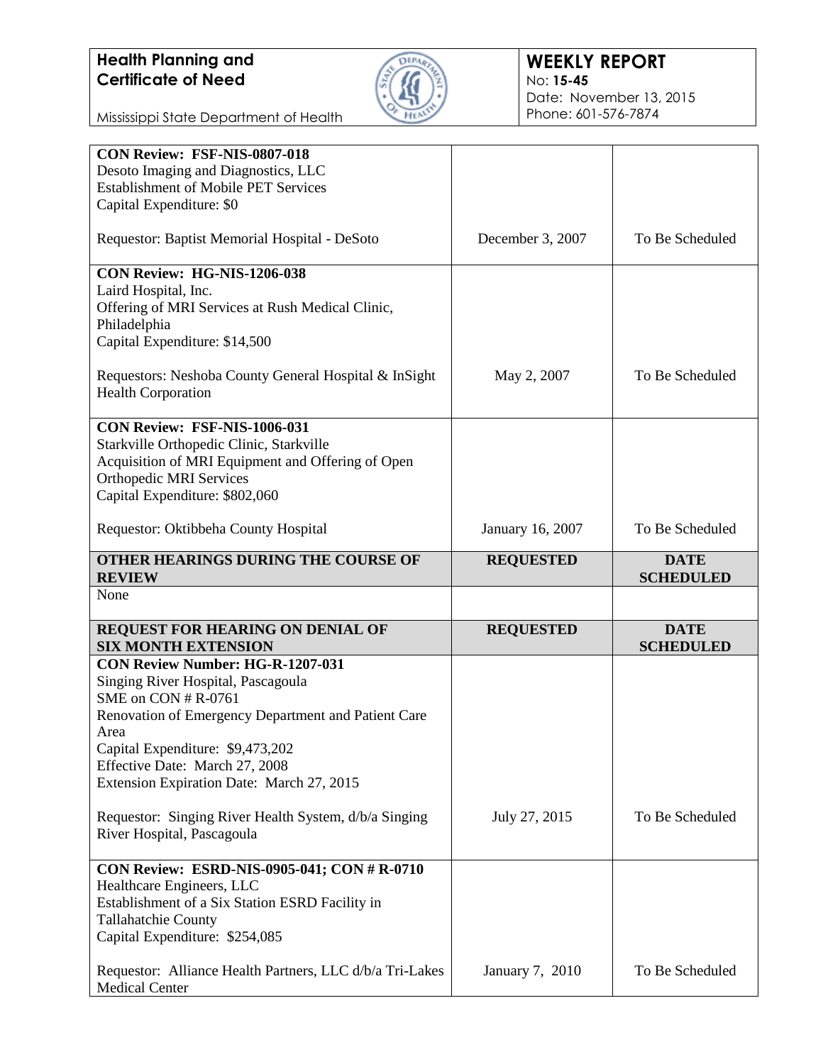**Health Planning and Certificate of Need**

Mississippi State Department of Health

**WEEKLY REPORT**
No: **15-45**
Date: November 13, 2015
Phone: 601-576-7874

| | | |
|---|---|---|
| **CON Review: FSF-NIS-0807-018**<br>Desoto Imaging and Diagnostics, LLC<br>Establishment of Mobile PET Services<br>Capital Expenditure: $0<br><br>Requestor: Baptist Memorial Hospital - DeSoto | December 3, 2007 | To Be Scheduled |
| **CON Review: HG-NIS-1206-038**<br>Laird Hospital, Inc.<br>Offering of MRI Services at Rush Medical Clinic, Philadelphia<br>Capital Expenditure: $14,500<br><br>Requestors: Neshoba County General Hospital & InSight Health Corporation | May 2, 2007 | To Be Scheduled |
| **CON Review: FSF-NIS-1006-031**<br>Starkville Orthopedic Clinic, Starkville<br>Acquisition of MRI Equipment and Offering of Open Orthopedic MRI Services<br>Capital Expenditure: $802,060<br><br>Requestor: Oktibbeha County Hospital | January 16, 2007 | To Be Scheduled |
| **OTHER HEARINGS DURING THE COURSE OF REVIEW** | **REQUESTED** | **DATE SCHEDULED** |
| None | | |
| **REQUEST FOR HEARING ON DENIAL OF SIX MONTH EXTENSION** | **REQUESTED** | **DATE SCHEDULED** |
| **CON Review Number: HG-R-1207-031**<br>Singing River Hospital, Pascagoula<br>SME on CON # R-0761<br>Renovation of Emergency Department and Patient Care Area<br>Capital Expenditure: $9,473,202<br>Effective Date: March 27, 2008<br>Extension Expiration Date: March 27, 2015<br><br>Requestor: Singing River Health System, d/b/a Singing River Hospital, Pascagoula | July 27, 2015 | To Be Scheduled |
| **CON Review: ESRD-NIS-0905-041; CON # R-0710**<br>Healthcare Engineers, LLC<br>Establishment of a Six Station ESRD Facility in Tallahatchie County<br>Capital Expenditure: $254,085<br><br>Requestor: Alliance Health Partners, LLC d/b/a Tri-Lakes Medical Center | January 7, 2010 | To Be Scheduled |